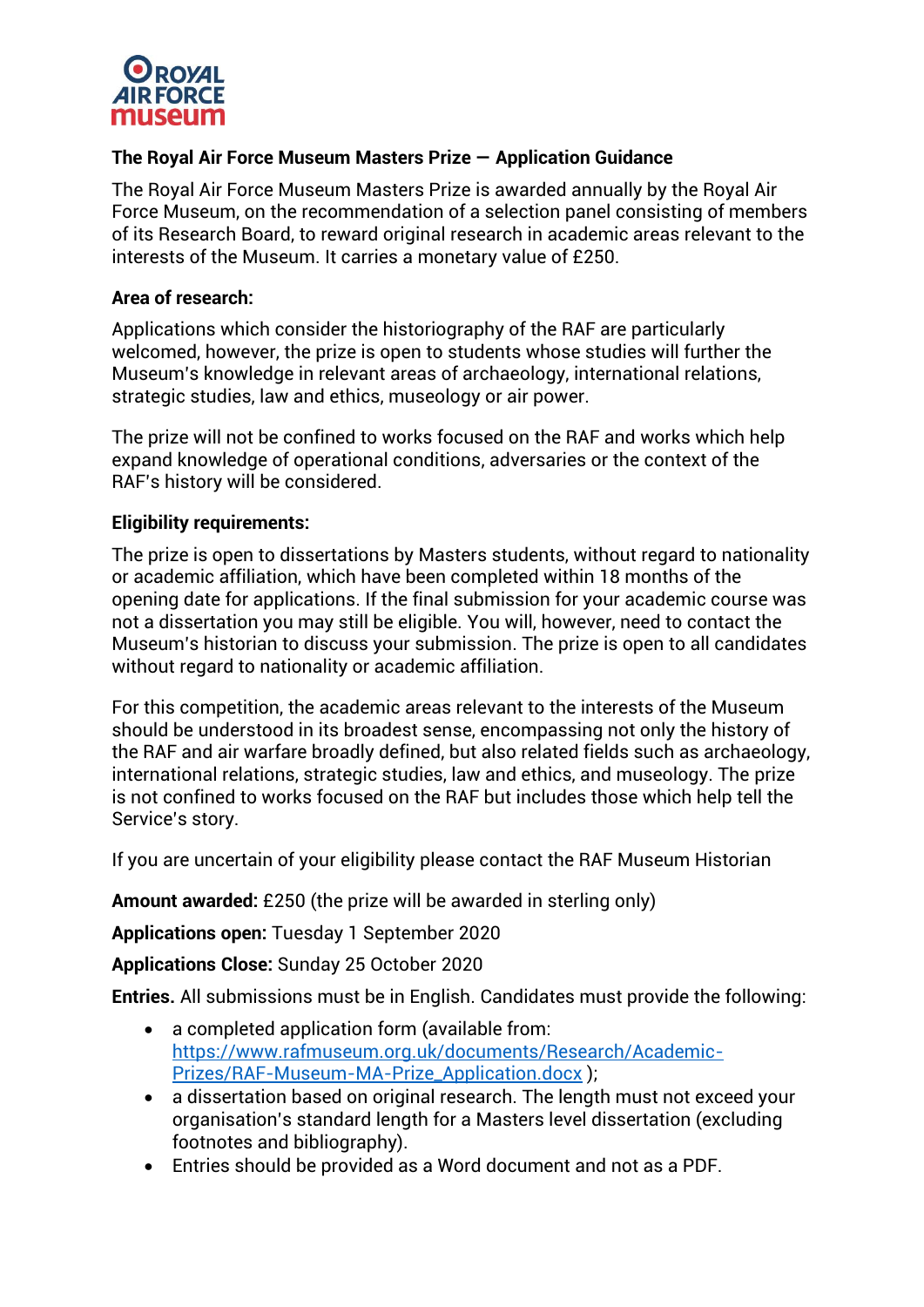**The Royal Air Force Museum Masters Prize — Application Guidance**

The Royal Air Force Museum Masters Prize is awarded annually by the Royal Air Force Museum, on the recommendation of a selection panel consisting of members of its Research Board, to reward original research in academic areas relevant to the interests of the Museum. It carries a monetary value of £250.

**Area of research:**

Applications which consider the historiography of the RAF are particularly welcomed, however, the prize is open to students whose studies will further the Museum's knowledge in relevant areas of archaeology, international relations, strategic studies, law and ethics, museology or air power.

The prize will not be confined to works focused on the RAF and works which help expand knowledge of operational conditions, adversaries or the context of the RAF's history will be considered.

**Eligibility requirements:**

The prize is open to dissertations by Masters students, without regard to nationality or academic affiliation, which have been completed within 18 months of the opening date for applications. If the final submission for your academic course was not a dissertation you may still be eligible. You will, however, need to contact the Museum's historian to discuss your submission. The prize is open to all candidates without regard to nationality or academic affiliation.

For this competition, the academic areas relevant to the interests of the Museum should be understood in its broadest sense, encompassing not only the history of the RAF and air warfare broadly defined, but also related fields such as archaeology, international relations, strategic studies, law and ethics, and museology. The prize is not confined to works focused on the RAF but includes those which help tell the Service's story.

If you are uncertain of your eligibility please contact the RAF Museum Historian

**Amount awarded:** £250 (the prize will be awarded in sterling only)

**Applications open:** Tuesday 1 September 2020

**Applications Close:** Sunday 25 October 2020

**Entries.** All submissions must be in English. Candidates must provide the following:

- a completed application form (available from: https://www.rafmuseum.org.uk/documents/Research/Academic-Prizes/RAF-Museum-MA-Prize_Application.docx );
- a dissertation based on original research. The length must not exceed your organisation's standard length for a Masters level dissertation (excluding footnotes and bibliography).
- Entries should be provided as a Word document and not as a PDF.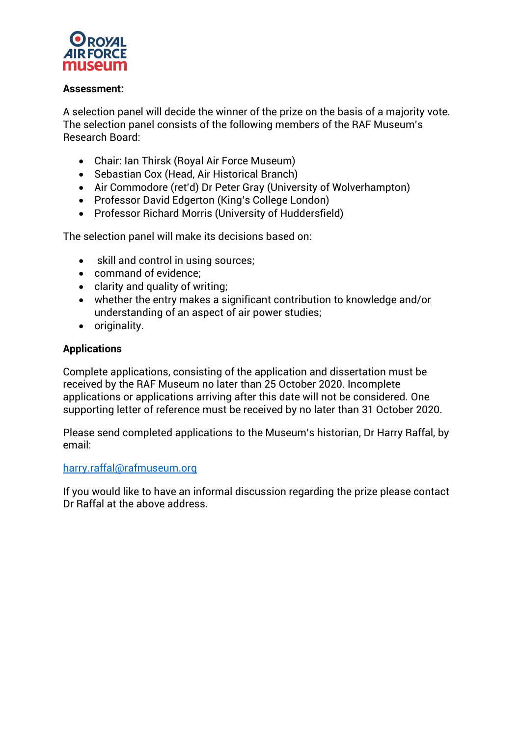**Assessment:**

A selection panel will decide the winner of the prize on the basis of a majority vote. The selection panel consists of the following members of the RAF Museum's Research Board:

- Chair: Ian Thirsk (Royal Air Force Museum)
- Sebastian Cox (Head, Air Historical Branch)
- Air Commodore (ret'd) Dr Peter Gray (University of Wolverhampton)
- Professor David Edgerton (King's College London)
- Professor Richard Morris (University of Huddersfield)

The selection panel will make its decisions based on:

- skill and control in using sources;
- command of evidence;
- clarity and quality of writing;
- whether the entry makes a significant contribution to knowledge and/or understanding of an aspect of air power studies;
- originality.

**Applications**

Complete applications, consisting of the application and dissertation must be received by the RAF Museum no later than 25 October 2020. Incomplete applications or applications arriving after this date will not be considered. One supporting letter of reference must be received by no later than 31 October 2020.

Please send completed applications to the Museum's historian, Dr Harry Raffal, by email:

harry.raffal@rafmuseum.org

If you would like to have an informal discussion regarding the prize please contact Dr Raffal at the above address.